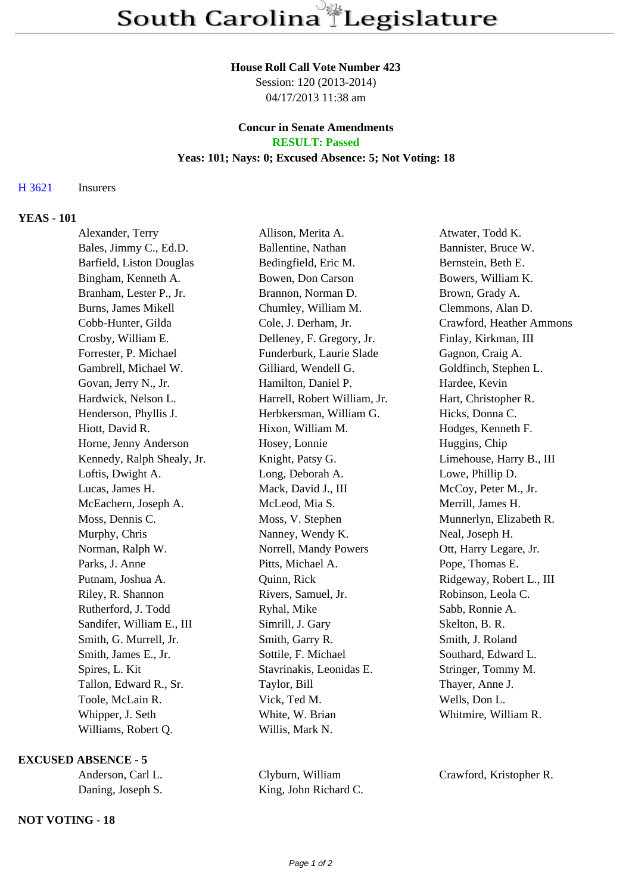# South Carolina Legislature

**House Roll Call Vote Number 423**
Session: 120 (2013-2014)
04/17/2013 11:38 am

**Concur in Senate Amendments**
**RESULT: Passed**
**Yeas: 101; Nays: 0; Excused Absence: 5; Not Voting: 18**

H 3621 Insurers

**YEAS - 101**

| | | |
|---|---|---|
| Alexander, Terry | Allison, Merita A. | Atwater, Todd K. |
| Bales, Jimmy C., Ed.D. | Ballentine, Nathan | Bannister, Bruce W. |
| Barfield, Liston Douglas | Bedingfield, Eric M. | Bernstein, Beth E. |
| Bingham, Kenneth A. | Bowen, Don Carson | Bowers, William K. |
| Branham, Lester P., Jr. | Brannon, Norman D. | Brown, Grady A. |
| Burns, James Mikell | Chumley, William M. | Clemmons, Alan D. |
| Cobb-Hunter, Gilda | Cole, J. Derham, Jr. | Crawford, Heather Ammons |
| Crosby, William E. | Delleney, F. Gregory, Jr. | Finlay, Kirkman, III |
| Forrester, P. Michael | Funderburk, Laurie Slade | Gagnon, Craig A. |
| Gambrell, Michael W. | Gilliard, Wendell G. | Goldfinch, Stephen L. |
| Govan, Jerry N., Jr. | Hamilton, Daniel P. | Hardee, Kevin |
| Hardwick, Nelson L. | Harrell, Robert William, Jr. | Hart, Christopher R. |
| Henderson, Phyllis J. | Herbkersman, William G. | Hicks, Donna C. |
| Hiott, David R. | Hixon, William M. | Hodges, Kenneth F. |
| Horne, Jenny Anderson | Hosey, Lonnie | Huggins, Chip |
| Kennedy, Ralph Shealy, Jr. | Knight, Patsy G. | Limehouse, Harry B., III |
| Loftis, Dwight A. | Long, Deborah A. | Lowe, Phillip D. |
| Lucas, James H. | Mack, David J., III | McCoy, Peter M., Jr. |
| McEachern, Joseph A. | McLeod, Mia S. | Merrill, James H. |
| Moss, Dennis C. | Moss, V. Stephen | Munnerlyn, Elizabeth R. |
| Murphy, Chris | Nanney, Wendy K. | Neal, Joseph H. |
| Norman, Ralph W. | Norrell, Mandy Powers | Ott, Harry Legare, Jr. |
| Parks, J. Anne | Pitts, Michael A. | Pope, Thomas E. |
| Putnam, Joshua A. | Quinn, Rick | Ridgeway, Robert L., III |
| Riley, R. Shannon | Rivers, Samuel, Jr. | Robinson, Leola C. |
| Rutherford, J. Todd | Ryhal, Mike | Sabb, Ronnie A. |
| Sandifer, William E., III | Simrill, J. Gary | Skelton, B. R. |
| Smith, G. Murrell, Jr. | Smith, Garry R. | Smith, J. Roland |
| Smith, James E., Jr. | Sottile, F. Michael | Southard, Edward L. |
| Spires, L. Kit | Stavrinakis, Leonidas E. | Stringer, Tommy M. |
| Tallon, Edward R., Sr. | Taylor, Bill | Thayer, Anne J. |
| Toole, McLain R. | Vick, Ted M. | Wells, Don L. |
| Whipper, J. Seth | White, W. Brian | Whitmire, William R. |
| Williams, Robert Q. | Willis, Mark N. | |

**EXCUSED ABSENCE - 5**

| | | |
|---|---|---|
| Anderson, Carl L. | Clyburn, William | Crawford, Kristopher R. |
| Daning, Joseph S. | King, John Richard C. | |

**NOT VOTING - 18**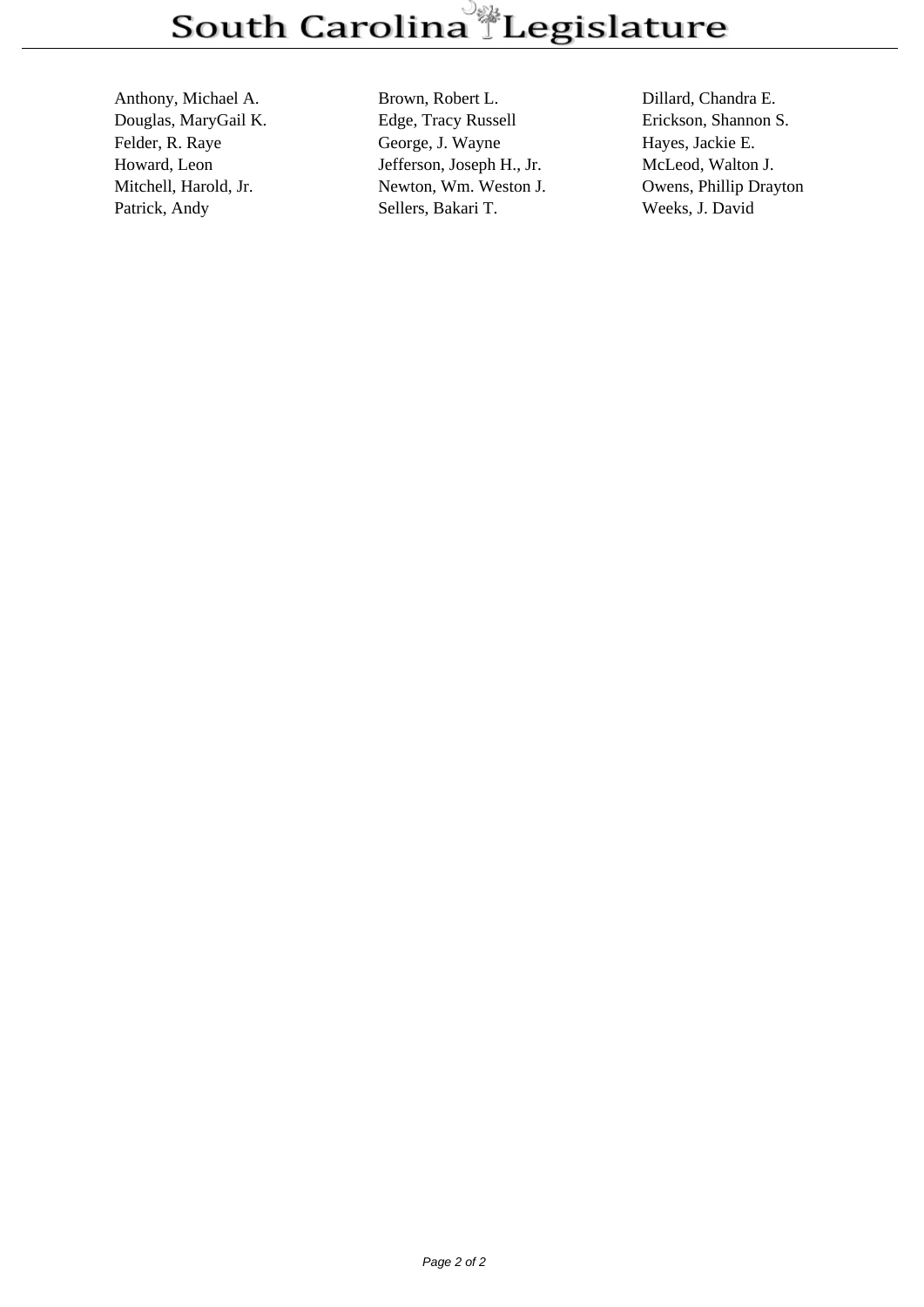Anthony, Michael A.
Brown, Robert L.
Dillard, Chandra E.
Douglas, MaryGail K.
Edge, Tracy Russell
Erickson, Shannon S.
Felder, R. Raye
George, J. Wayne
Hayes, Jackie E.
Howard, Leon
Jefferson, Joseph H., Jr.
McLeod, Walton J.
Mitchell, Harold, Jr.
Newton, Wm. Weston J.
Owens, Phillip Drayton
Patrick, Andy
Sellers, Bakari T.
Weeks, J. David